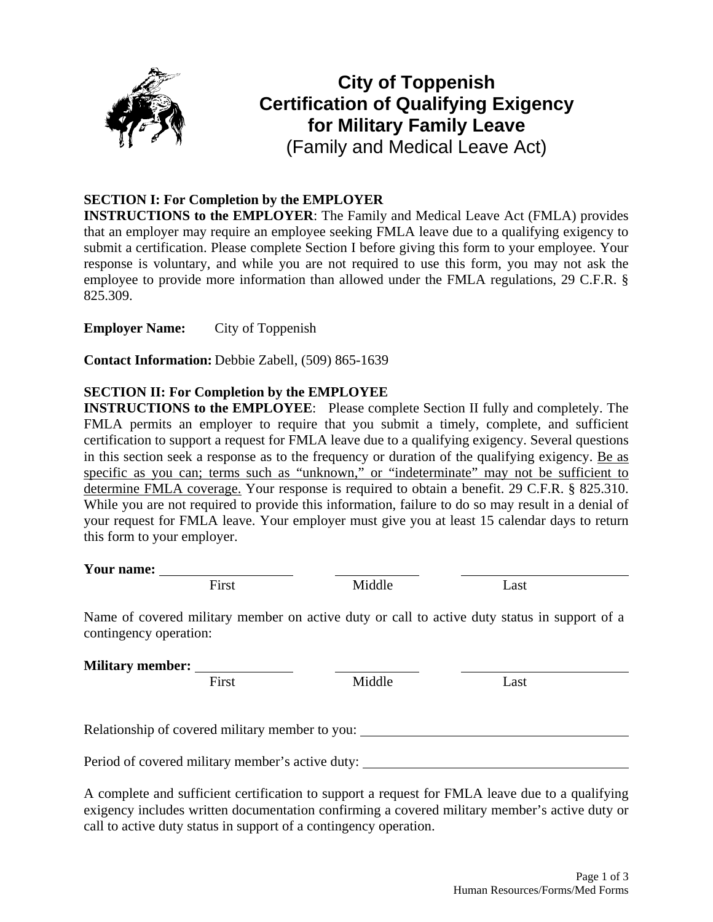# City of Toppenish
# Certification of Qualifying Exigency for Military Family Leave
## (Family and Medical Leave Act)

**SECTION I: For Completion by the EMPLOYER**

**INSTRUCTIONS to the EMPLOYER**: The Family and Medical Leave Act (FMLA) provides that an employer may require an employee seeking FMLA leave due to a qualifying exigency to submit a certification. Please complete Section I before giving this form to your employee. Your response is voluntary, and while you are not required to use this form, you may not ask the employee to provide more information than allowed under the FMLA regulations, 29 C.F.R. § 825.309.

**Employer Name:** City of Toppenish

**Contact Information:** Debbie Zabell, (509) 865-1639

**SECTION II: For Completion by the EMPLOYEE**

**INSTRUCTIONS to the EMPLOYEE**: Please complete Section II fully and completely. The FMLA permits an employer to require that you submit a timely, complete, and sufficient certification to support a request for FMLA leave due to a qualifying exigency. Several questions in this section seek a response as to the frequency or duration of the qualifying exigency. <u>Be as specific as you can; terms such as "unknown," or "indeterminate" may not be sufficient to determine FMLA coverage.</u> Your response is required to obtain a benefit. 29 C.F.R. § 825.310. While you are not required to provide this information, failure to do so may result in a denial of your request for FMLA leave. Your employer must give you at least 15 calendar days to return this form to your employer.

**Your name:** ____________________ ____________ ________________________
First Middle Last

Name of covered military member on active duty or call to active duty status in support of a contingency operation:

**Military member:** ______________ ____________ ________________________
First Middle Last

Relationship of covered military member to you: ________________________________

Period of covered military member's active duty: ________________________________

A complete and sufficient certification to support a request for FMLA leave due to a qualifying exigency includes written documentation confirming a covered military member's active duty or call to active duty status in support of a contingency operation.

Human Resources/Forms/Med Forms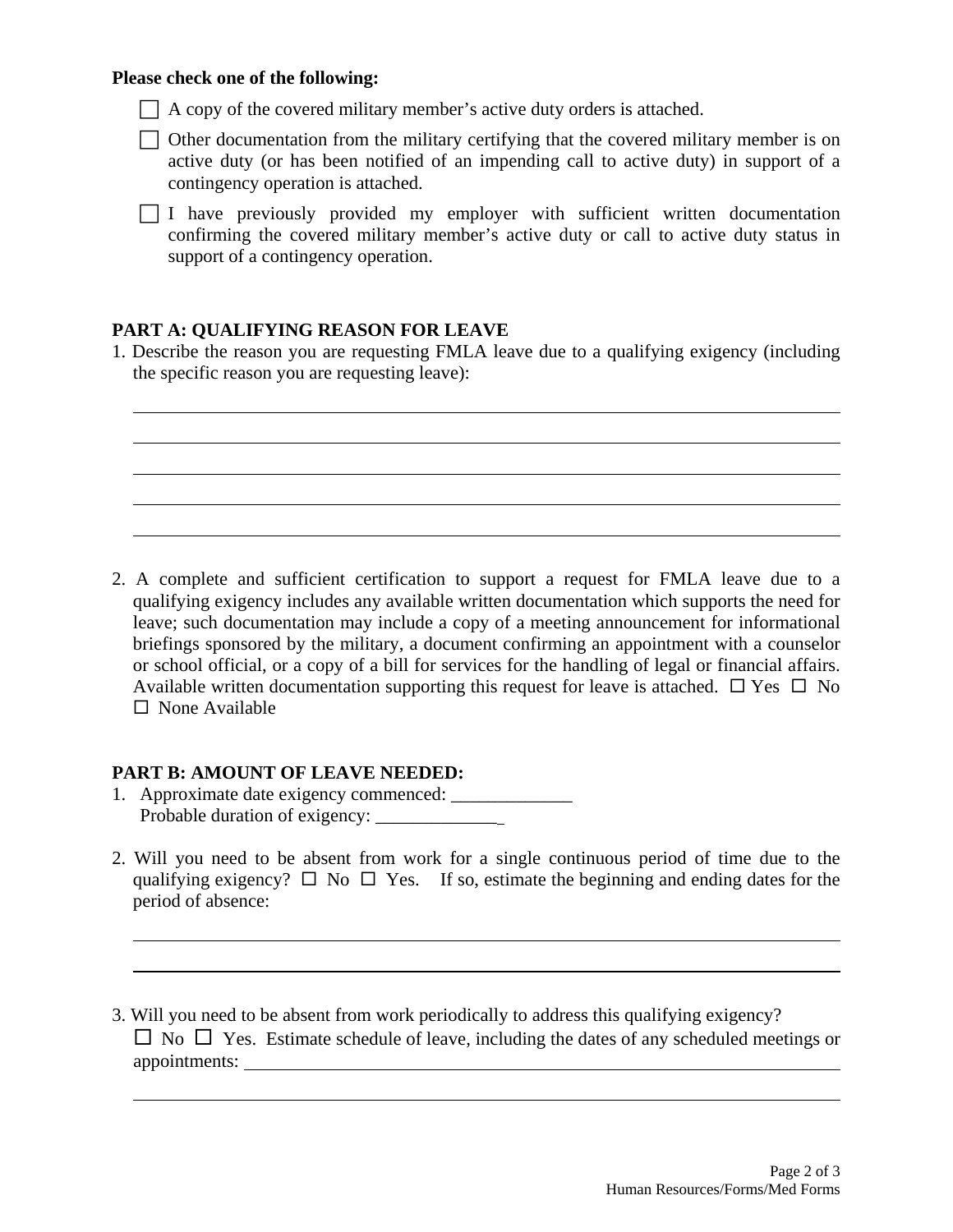**Please check one of the following:**

☐ A copy of the covered military member's active duty orders is attached.

☐ Other documentation from the military certifying that the covered military member is on active duty (or has been notified of an impending call to active duty) in support of a contingency operation is attached.

☐ I have previously provided my employer with sufficient written documentation confirming the covered military member's active duty or call to active duty status in support of a contingency operation.

## PART A: QUALIFYING REASON FOR LEAVE

1. Describe the reason you are requesting FMLA leave due to a qualifying exigency (including the specific reason you are requesting leave):

___________________________________________________________________________

___________________________________________________________________________

___________________________________________________________________________

___________________________________________________________________________

___________________________________________________________________________

2. A complete and sufficient certification to support a request for FMLA leave due to a qualifying exigency includes any available written documentation which supports the need for leave; such documentation may include a copy of a meeting announcement for informational briefings sponsored by the military, a document confirming an appointment with a counselor or school official, or a copy of a bill for services for the handling of legal or financial affairs. Available written documentation supporting this request for leave is attached. ☐ Yes ☐ No ☐ None Available

## PART B: AMOUNT OF LEAVE NEEDED:

1. Approximate date exigency commenced: _____________
   Probable duration of exigency: _____________

2. Will you need to be absent from work for a single continuous period of time due to the qualifying exigency? ☐ No ☐ Yes. If so, estimate the beginning and ending dates for the period of absence:

___________________________________________________________________________

___________________________________________________________________________

3. Will you need to be absent from work periodically to address this qualifying exigency?
   ☐ No ☐ Yes. Estimate schedule of leave, including the dates of any scheduled meetings or appointments: ___________________________________________________________

___________________________________________________________________________

Human Resources/Forms/Med Forms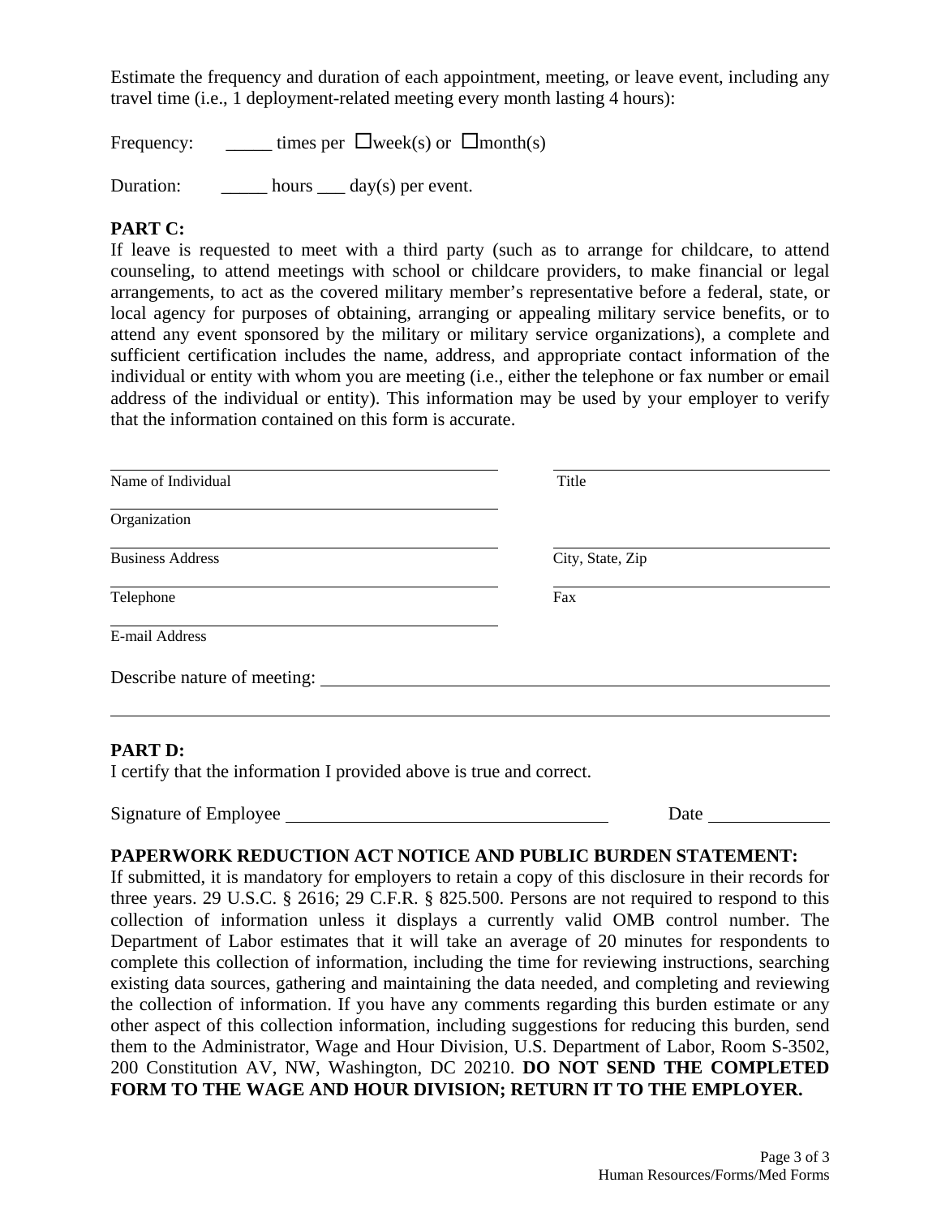Estimate the frequency and duration of each appointment, meeting, or leave event, including any travel time (i.e., 1 deployment-related meeting every month lasting 4 hours):

Frequency: _____ times per ☐week(s) or ☐month(s)

Duration: _____ hours ___ day(s) per event.

**PART C:**
If leave is requested to meet with a third party (such as to arrange for childcare, to attend counseling, to attend meetings with school or childcare providers, to make financial or legal arrangements, to act as the covered military member's representative before a federal, state, or local agency for purposes of obtaining, arranging or appealing military service benefits, or to attend any event sponsored by the military or military service organizations), a complete and sufficient certification includes the name, address, and appropriate contact information of the individual or entity with whom you are meeting (i.e., either the telephone or fax number or email address of the individual or entity). This information may be used by your employer to verify that the information contained on this form is accurate.

| | |
|---|---|
| Name of Individual | Title |
| Organization | |
| Business Address | City, State, Zip |
| Telephone | Fax |
| E-mail Address | |

Describe nature of meeting: ____________________________________________

____________________________________________

**PART D:**
I certify that the information I provided above is true and correct.

Signature of Employee ______________________________ Date ____________

**PAPERWORK REDUCTION ACT NOTICE AND PUBLIC BURDEN STATEMENT:**
If submitted, it is mandatory for employers to retain a copy of this disclosure in their records for three years. 29 U.S.C. § 2616; 29 C.F.R. § 825.500. Persons are not required to respond to this collection of information unless it displays a currently valid OMB control number. The Department of Labor estimates that it will take an average of 20 minutes for respondents to complete this collection of information, including the time for reviewing instructions, searching existing data sources, gathering and maintaining the data needed, and completing and reviewing the collection of information. If you have any comments regarding this burden estimate or any other aspect of this collection information, including suggestions for reducing this burden, send them to the Administrator, Wage and Hour Division, U.S. Department of Labor, Room S-3502, 200 Constitution AV, NW, Washington, DC 20210. **DO NOT SEND THE COMPLETED FORM TO THE WAGE AND HOUR DIVISION; RETURN IT TO THE EMPLOYER.**

Human Resources/Forms/Med Forms